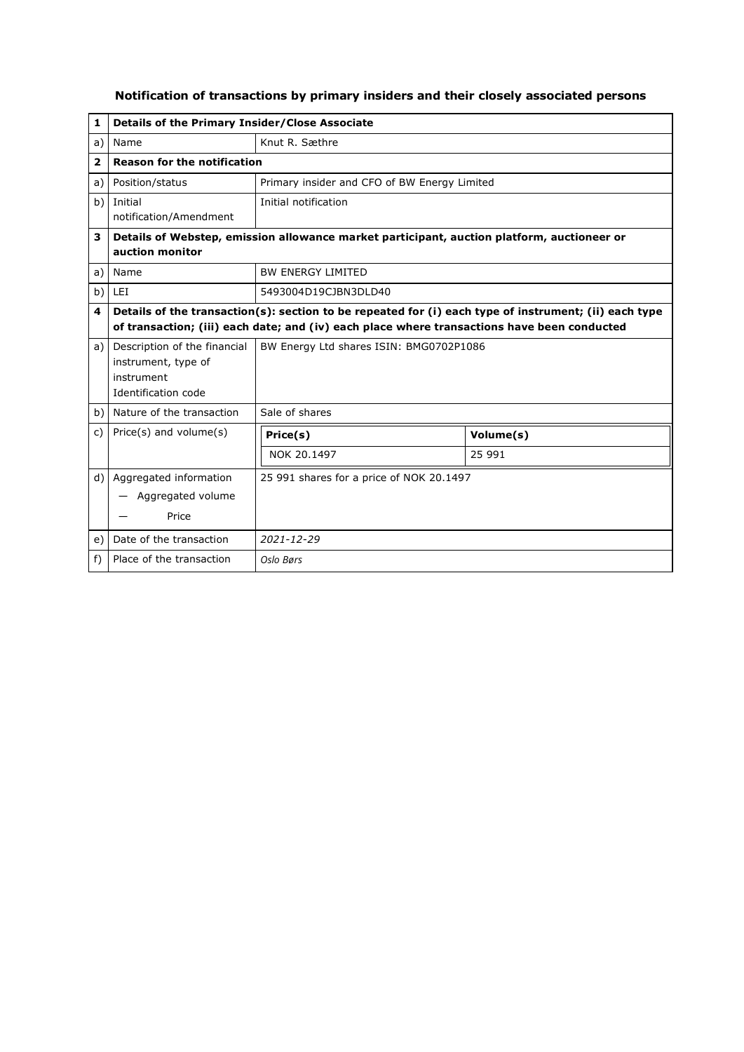## Notification of transactions by primary insiders and their closely associated persons

| | | |
|---|---|---|
| **1** | **Details of the Primary Insider/Close Associate** | |
| a) | Name | Knut R. Sæthre |
| **2** | **Reason for the notification** | |
| a) | Position/status | Primary insider and CFO of BW Energy Limited |
| b) | Initial notification/Amendment | Initial notification |
| **3** | **Details of Webstep, emission allowance market participant, auction platform, auctioneer or auction monitor** | |
| a) | Name | BW ENERGY LIMITED |
| b) | LEI | 5493004D19CJBN3DLD40 |
| **4** | **Details of the transaction(s): section to be repeated for (i) each type of instrument; (ii) each type of transaction; (iii) each date; and (iv) each place where transactions have been conducted** | |
| a) | Description of the financial instrument, type of instrument Identification code | BW Energy Ltd shares ISIN: BMG0702P1086 |
| b) | Nature of the transaction | Sale of shares |
| c) | Price(s) and volume(s) | **Price(s):** NOK 20.1497 — **Volume(s):** 25 991 |
| d) | Aggregated information — Aggregated volume — Price | 25 991 shares for a price of NOK 20.1497 |
| e) | Date of the transaction | *2021-12-29* |
| f) | Place of the transaction | *Oslo Børs* |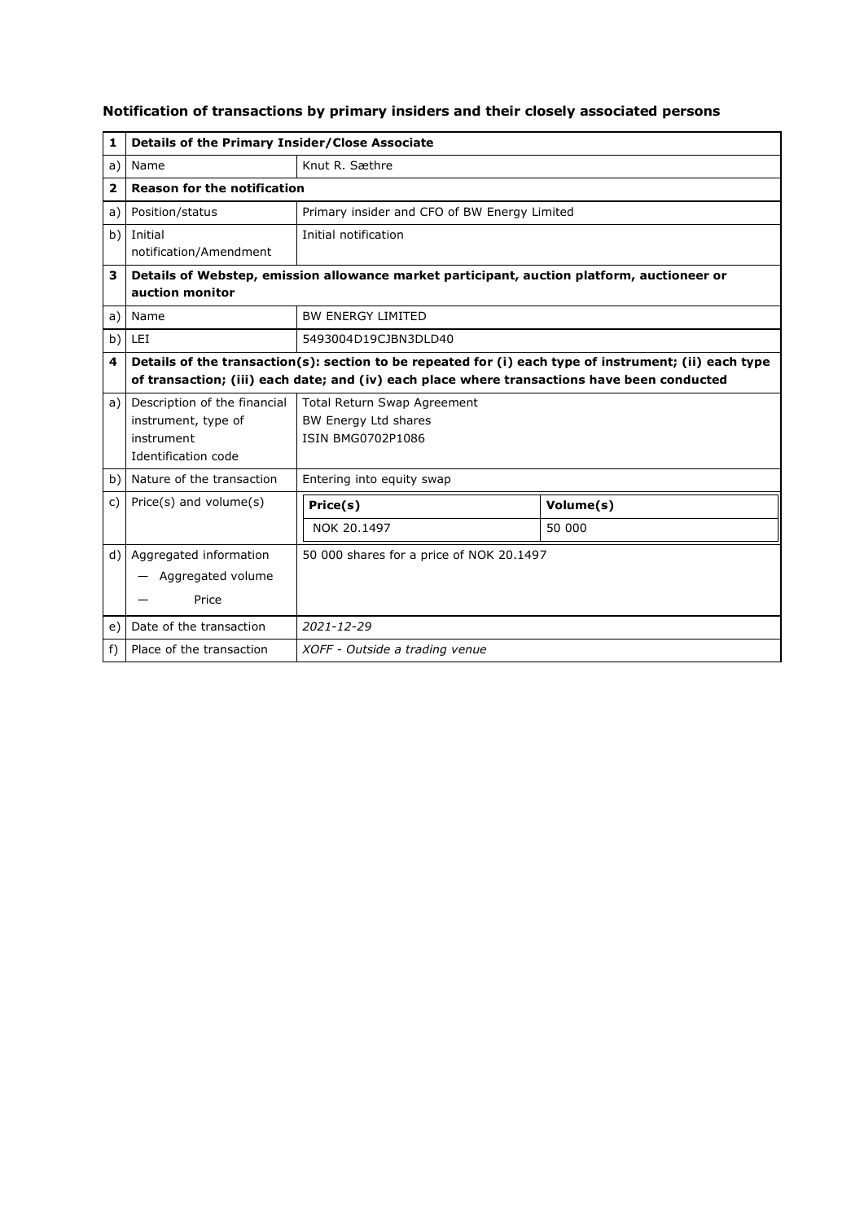**Notification of transactions by primary insiders and their closely associated persons**

| | | | |
|---|---|---|---|
| **1** | **Details of the Primary Insider/Close Associate** | | |
| a) | Name | Knut R. Sæthre | |
| **2** | **Reason for the notification** | | |
| a) | Position/status | Primary insider and CFO of BW Energy Limited | |
| b) | Initial notification/Amendment | Initial notification | |
| **3** | **Details of Webstep, emission allowance market participant, auction platform, auctioneer or auction monitor** | | |
| a) | Name | BW ENERGY LIMITED | |
| b) | LEI | 5493004D19CJBN3DLD40 | |
| **4** | **Details of the transaction(s): section to be repeated for (i) each type of instrument; (ii) each type of transaction; (iii) each date; and (iv) each place where transactions have been conducted** | | |
| a) | Description of the financial instrument, type of instrument Identification code | Total Return Swap Agreement BW Energy Ltd shares ISIN BMG0702P1086 | |
| b) | Nature of the transaction | Entering into equity swap | |
| c) | Price(s) and volume(s) | **Price(s)** | **Volume(s)** |
| | | NOK 20.1497 | 50 000 |
| d) | Aggregated information — Aggregated volume — Price | 50 000 shares for a price of NOK 20.1497 | |
| e) | Date of the transaction | *2021-12-29* | |
| f) | Place of the transaction | *XOFF - Outside a trading venue* | |